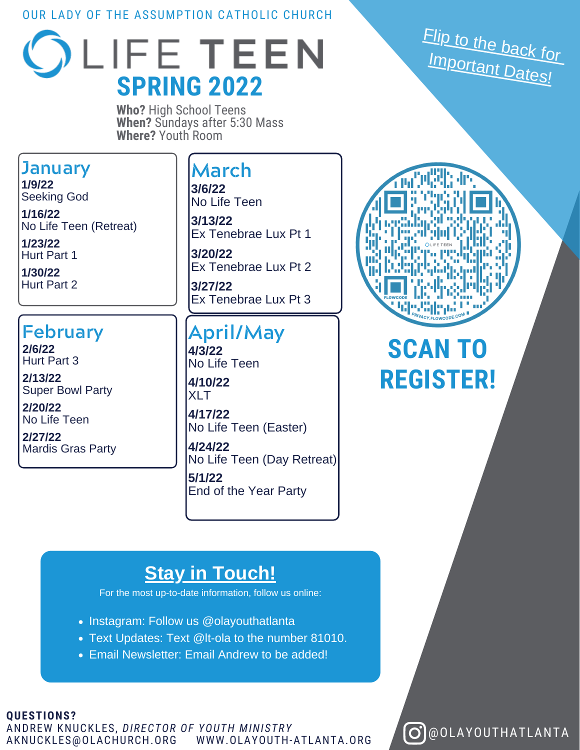OUR LADY OF THE ASSUMPTION CATHOLIC CHURCH

# LIFE TEEN

## SPRING 2022

**Who?** High School Teens
**When?** Sundays after 5:30 Mass
**Where?** Youth Room

Flip to the back for Important Dates!

### January

**1/9/22**
Seeking God

**1/16/22**
No Life Teen (Retreat)

**1/23/22**
Hurt Part 1

**1/30/22**
Hurt Part 2

### February

**2/6/22**
Hurt Part 3

**2/13/22**
Super Bowl Party

**2/20/22**
No Life Teen

**2/27/22**
Mardis Gras Party

### March

**3/6/22**
No Life Teen

**3/13/22**
Ex Tenebrae Lux Pt 1

**3/20/22**
Ex Tenebrae Lux Pt 2

**3/27/22**
Ex Tenebrae Lux Pt 3

### April/May

**4/3/22**
No Life Teen

**4/10/22**
XLT

**4/17/22**
No Life Teen (Easter)

**4/24/22**
No Life Teen (Day Retreat)

**5/1/22**
End of the Year Party

## SCAN TO REGISTER!

## Stay in Touch!

For the most up-to-date information, follow us online:

- Instagram: Follow us @olayouthatlanta
- Text Updates: Text @lt-ola to the number 81010.
- Email Newsletter: Email Andrew to be added!

**QUESTIONS?**
ANDREW KNUCKLES, *DIRECTOR OF YOUTH MINISTRY*
AKNUCKLES@OLACHURCH.ORG WWW.OLAYOUTH-ATLANTA.ORG

@OLAYOUTHATLANTA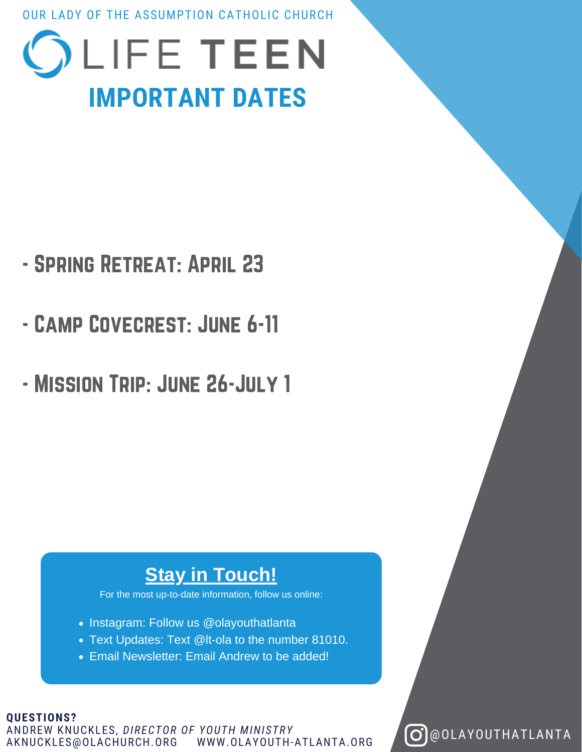OUR LADY OF THE ASSUMPTION CATHOLIC CHURCH

# LIFE TEEN

## IMPORTANT DATES

- Spring Retreat: April 23

- Camp Covecrest: June 6-11

- Mission Trip: June 26-July 1

**Stay in Touch!**

For the most up-to-date information, follow us online:

- Instagram: Follow us @olayouthatlanta
- Text Updates: Text @lt-ola to the number 81010.
- Email Newsletter: Email Andrew to be added!

**QUESTIONS?**
ANDREW KNUCKLES, *DIRECTOR OF YOUTH MINISTRY*
AKNUCKLES@OLACHURCH.ORG WWW.OLAYOUTH-ATLANTA.ORG

@OLAYOUTHATLANTA